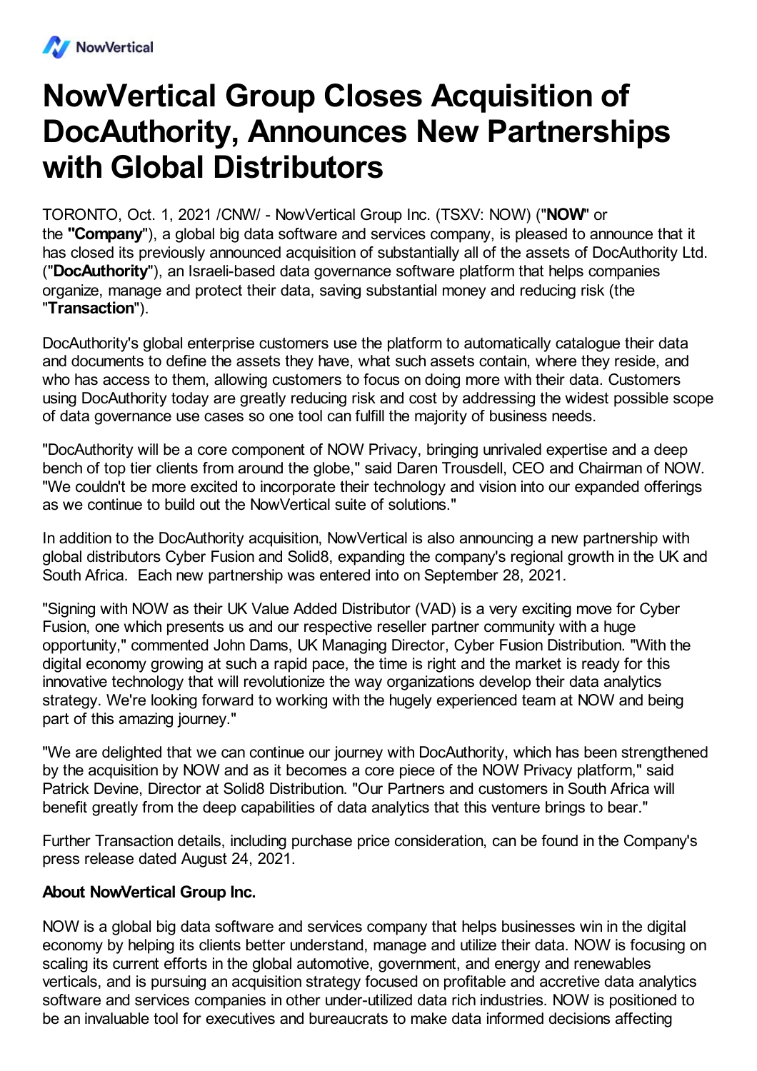# NowVertical Group Closes Acquisition of DocAuthority, Announces New Partnerships with Global Distributors

TORONTO, Oct. 1, 2021 /CNW/ - NowVertical Group Inc. (TSXV: NOW) ("**NOW**" or the **"Company**"), a global big data software and services company, is pleased to announce that it has closed its previously announced acquisition of substantially all of the assets of DocAuthority Ltd. ("**DocAuthority**"), an Israeli-based data governance software platform that helps companies organize, manage and protect their data, saving substantial money and reducing risk (the "**Transaction**").

DocAuthority's global enterprise customers use the platform to automatically catalogue their data and documents to define the assets they have, what such assets contain, where they reside, and who has access to them, allowing customers to focus on doing more with their data. Customers using DocAuthority today are greatly reducing risk and cost by addressing the widest possible scope of data governance use cases so one tool can fulfill the majority of business needs.

"DocAuthority will be a core component of NOW Privacy, bringing unrivaled expertise and a deep bench of top tier clients from around the globe," said Daren Trousdell, CEO and Chairman of NOW. "We couldn't be more excited to incorporate their technology and vision into our expanded offerings as we continue to build out the NowVertical suite of solutions."

In addition to the DocAuthority acquisition, NowVertical is also announcing a new partnership with global distributors Cyber Fusion and Solid8, expanding the company's regional growth in the UK and South Africa. Each new partnership was entered into on September 28, 2021.

"Signing with NOW as their UK Value Added Distributor (VAD) is a very exciting move for Cyber Fusion, one which presents us and our respective reseller partner community with a huge opportunity," commented John Dams, UK Managing Director, Cyber Fusion Distribution. "With the digital economy growing at such a rapid pace, the time is right and the market is ready for this innovative technology that will revolutionize the way organizations develop their data analytics strategy. We're looking forward to working with the hugely experienced team at NOW and being part of this amazing journey."

"We are delighted that we can continue our journey with DocAuthority, which has been strengthened by the acquisition by NOW and as it becomes a core piece of the NOW Privacy platform," said Patrick Devine, Director at Solid8 Distribution. "Our Partners and customers in South Africa will benefit greatly from the deep capabilities of data analytics that this venture brings to bear."

Further Transaction details, including purchase price consideration, can be found in the Company's press release dated August 24, 2021.

**About NowVertical Group Inc.**

NOW is a global big data software and services company that helps businesses win in the digital economy by helping its clients better understand, manage and utilize their data. NOW is focusing on scaling its current efforts in the global automotive, government, and energy and renewables verticals, and is pursuing an acquisition strategy focused on profitable and accretive data analytics software and services companies in other under-utilized data rich industries. NOW is positioned to be an invaluable tool for executives and bureaucrats to make data informed decisions affecting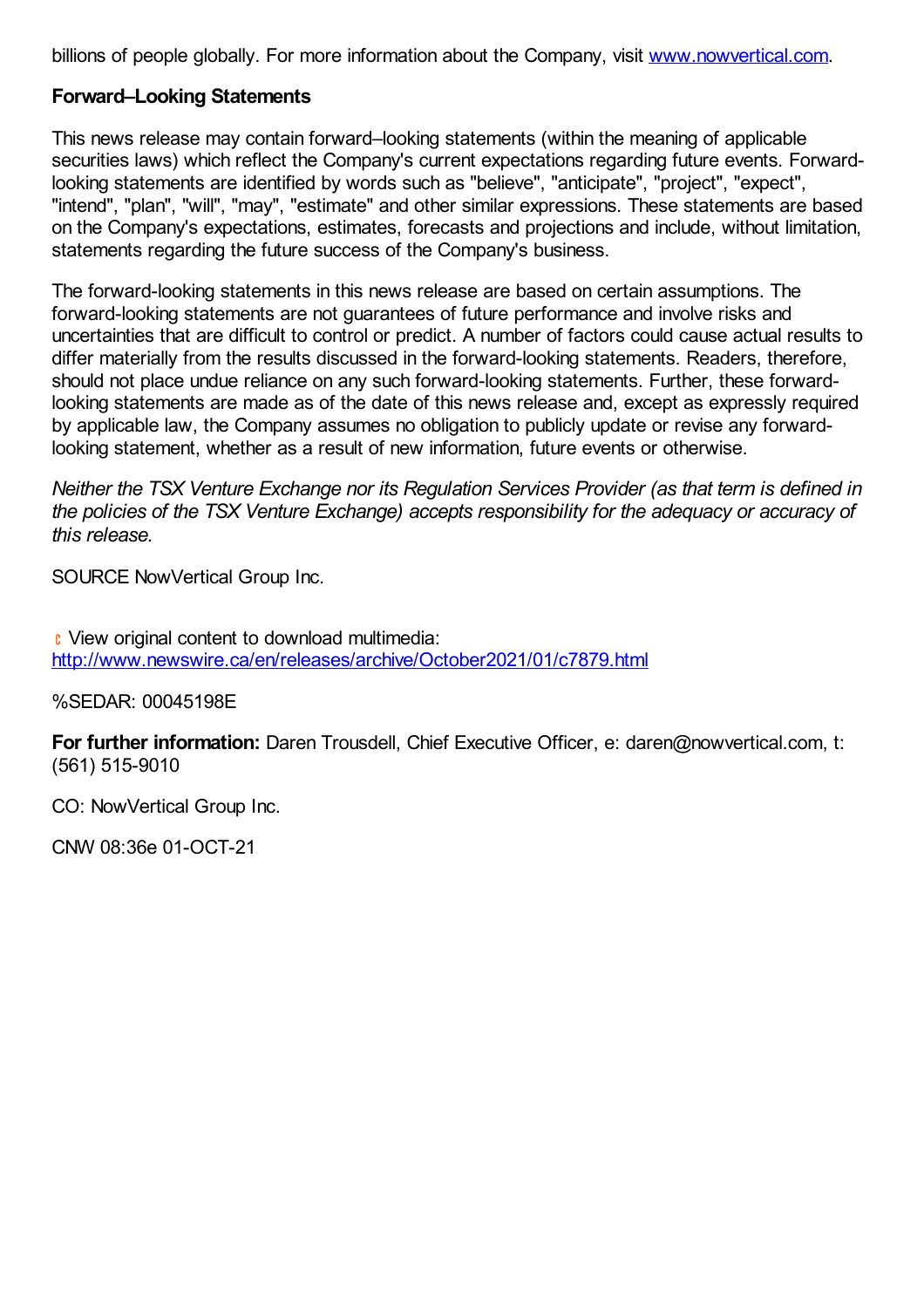billions of people globally. For more information about the Company, visit www.nowvertical.com.

**Forward–Looking Statements**

This news release may contain forward–looking statements (within the meaning of applicable securities laws) which reflect the Company's current expectations regarding future events. Forward-looking statements are identified by words such as "believe", "anticipate", "project", "expect", "intend", "plan", "will", "may", "estimate" and other similar expressions. These statements are based on the Company's expectations, estimates, forecasts and projections and include, without limitation, statements regarding the future success of the Company's business.

The forward-looking statements in this news release are based on certain assumptions. The forward-looking statements are not guarantees of future performance and involve risks and uncertainties that are difficult to control or predict. A number of factors could cause actual results to differ materially from the results discussed in the forward-looking statements. Readers, therefore, should not place undue reliance on any such forward-looking statements. Further, these forward-looking statements are made as of the date of this news release and, except as expressly required by applicable law, the Company assumes no obligation to publicly update or revise any forward-looking statement, whether as a result of new information, future events or otherwise.

*Neither the TSX Venture Exchange nor its Regulation Services Provider (as that term is defined in the policies of the TSX Venture Exchange) accepts responsibility for the adequacy or accuracy of this release.*

SOURCE NowVertical Group Inc.

View original content to download multimedia: http://www.newswire.ca/en/releases/archive/October2021/01/c7879.html

%SEDAR: 00045198E

**For further information:** Daren Trousdell, Chief Executive Officer, e: daren@nowvertical.com, t: (561) 515-9010

CO: NowVertical Group Inc.

CNW 08:36e 01-OCT-21